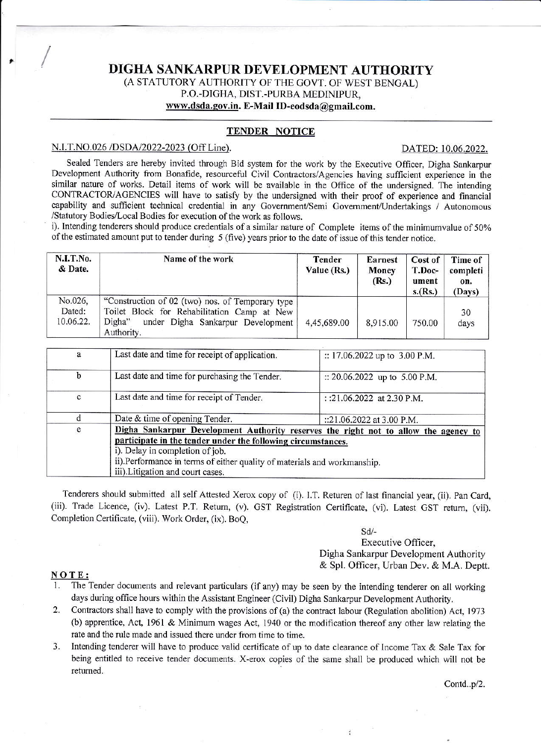# DIGHA SANKARPUR DEVELOPMENT AUTHORITY

(A STATUTORY AUTHORITY OF THE GOVT. OF WEST BENGAL)
P.O.-DIGHA, DIST.-PURBA MEDINIPUR,
www.dsda.gov.in. E-Mail ID-eodsda@gmail.com.

## TENDER NOTICE

N.I.T.NO.026 /DSDA/2022-2023 (Off Line). DATED: 10.06.2022.

Sealed Tenders are hereby invited through Bid system for the work by the Executive Officer, Digha Sankarpur Development Authority from Bonafide, resourceful Civil Contractors/Agencies having sufficient experience in the similar nature of works. Detail items of work will be available in the Office of the undersigned. The intending CONTRACTOR/AGENCIES will have to satisfy by the undersigned with their proof of experience and financial capability and sufficient technical credential in any Government/Semi Government/Undertakings / Autonomous /Statutory Bodies/Local Bodies for execution of the work as follows.

i). Intending tenderers should produce credentials of a similar nature of Complete items of the minimumvalue of 50% of the estimated amount put to tender during 5 (five) years prior to the date of issue of this tender notice.

| N.I.T.No. & Date. | Name of the work | Tender Value (Rs.) | Earnest Money (Rs.) | Cost of T.Document s.(Rs.) | Time of completion. (Days) |
|---|---|---|---|---|---|
| No.026, Dated: 10.06.22. | "Construction of 02 (two) nos. of Temporary type Toilet Block for Rehabilitation Camp at New Digha" under Digha Sankarpur Development Authority. | 4,45,689.00 | 8,915.00 | 750.00 | 30 days |

| | | |
|---|---|---|
| a | Last date and time for receipt of application. | :: 17.06.2022 up to 3.00 P.M. |
| b | Last date and time for purchasing the Tender. | :: 20.06.2022 up to 5.00 P.M. |
| c | Last date and time for receipt of Tender. | ::21.06.2022 at 2.30 P.M. |
| d | Date & time of opening Tender. | ::21.06.2022 at 3.00 P.M. |
| e | **Digha Sankarpur Development Authority reserves the right not to allow the agency to participate in the tender under the following circumstances.** i). Delay in completion of job. ii).Performance in terms of either quality of materials and workmanship. iii).Litigation and court cases. | |

Tenderers should submitted all self Attested Xerox copy of (i). I.T. Returen of last financial year, (ii). Pan Card, (iii). Trade Licence, (iv). Latest P.T. Return, (v). GST Registration Certificate, (vi). Latest GST return, (vii). Completion Certificate, (viii). Work Order, (ix). BoQ,

Sd/-
Executive Officer,
Digha Sankarpur Development Authority
& Spl. Officer, Urban Dev. & M.A. Deptt.

**NOTE:**

1. The Tender documents and relevant particulars (if any) may be seen by the intending tenderer on all working days during office hours within the Assistant Engineer (Civil) Digha Sankarpur Development Authority.
2. Contractors shall have to comply with the provisions of (a) the contract labour (Regulation abolition) Act, 1973 (b) apprentice, Act, 1961 & Minimum wages Act, 1940 or the modification thereof any other law relating the rate and the rule made and issued there under from time to time.
3. Intending tenderer will have to produce valid certificate of up to date clearance of Income Tax & Sale Tax for being entitled to receive tender documents. X-erox copies of the same shall be produced which will not be returned.

Contd..p/2.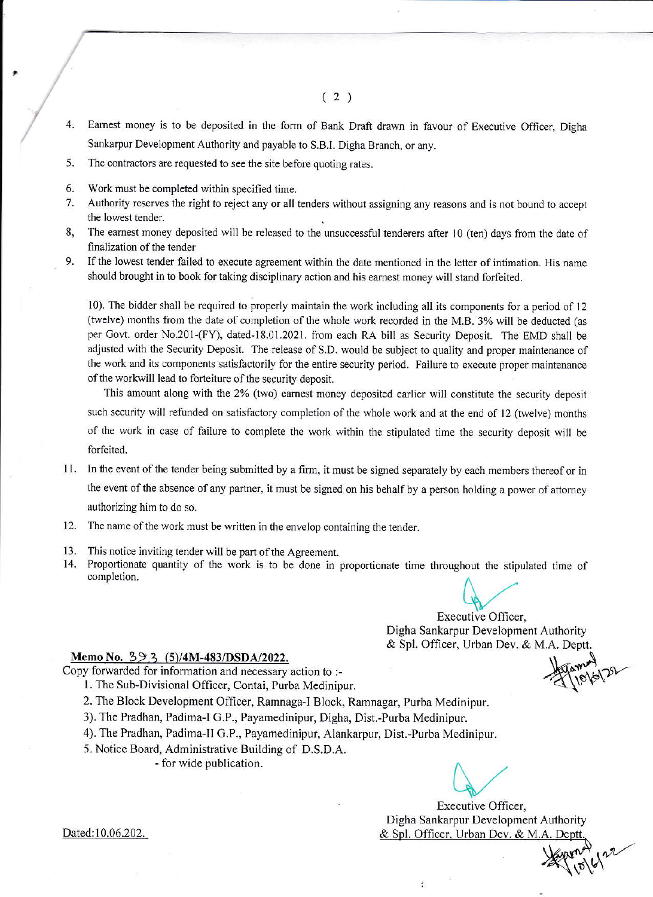4. Earnest money is to be deposited in the form of Bank Draft drawn in favour of Executive Officer, Digha Sankarpur Development Authority and payable to S.B.I. Digha Branch, or any.
5. The contractors are requested to see the site before quoting rates.
6. Work must be completed within specified time.
7. Authority reserves the right to reject any or all tenders without assigning any reasons and is not bound to accept the lowest tender.
8, The earnest money deposited will be released to the unsuccessful tenderers after 10 (ten) days from the date of finalization of the tender
9. If the lowest tender failed to execute agreement within the date mentioned in the letter of intimation. His name should brought in to book for taking disciplinary action and his earnest money will stand forfeited.

10). The bidder shall be required to properly maintain the work including all its components for a period of 12 (twelve) months from the date of completion of the whole work recorded in the M.B. 3% will be deducted (as per Govt. order No.201-(FY), dated-18.01.2021. from each RA bill as Security Deposit. The EMD shall be adjusted with the Security Deposit. The release of S.D. would be subject to quality and proper maintenance of the work and its components satisfactorily for the entire security period. Failure to execute proper maintenance of the workwill lead to forteiture of the security deposit.

This amount along with the 2% (two) earnest money deposited earlier will constitute the security deposit such security will refunded on satisfactory completion of the whole work and at the end of 12 (twelve) months of the work in case of failure to complete the work within the stipulated time the security deposit will be forfeited.

11. In the event of the tender being submitted by a firm, it must be signed separately by each members thereof or in the event of the absence of any partner, it must be signed on his behalf by a person holding a power of attorney authorizing him to do so.
12. The name of the work must be written in the envelop containing the tender.
13. This notice inviting tender will be part of the Agreement.
14. Proportionate quantity of the work is to be done in proportionate time throughout the stipulated time of completion.

Executive Officer,
Digha Sankarpur Development Authority
& Spl. Officer, Urban Dev. & M.A. Deptt.

**Memo No. 393 (5)/4M-483/DSDA/2022.**

Copy forwarded for information and necessary action to :-

1. The Sub-Divisional Officer, Contai, Purba Medinipur.
2. The Block Development Officer, Ramnaga-I Block, Ramnagar, Purba Medinipur.
3). The Pradhan, Padima-I G.P., Payamedinipur, Digha, Dist.-Purba Medinipur.
4). The Pradhan, Padima-II G.P., Payamedinipur, Alankarpur, Dist.-Purba Medinipur.
5. Notice Board, Administrative Building of D.S.D.A.
- for wide publication.

Executive Officer,
Digha Sankarpur Development Authority
& Spl. Officer, Urban Dev. & M.A. Deptt.

Dated:10.06.202.